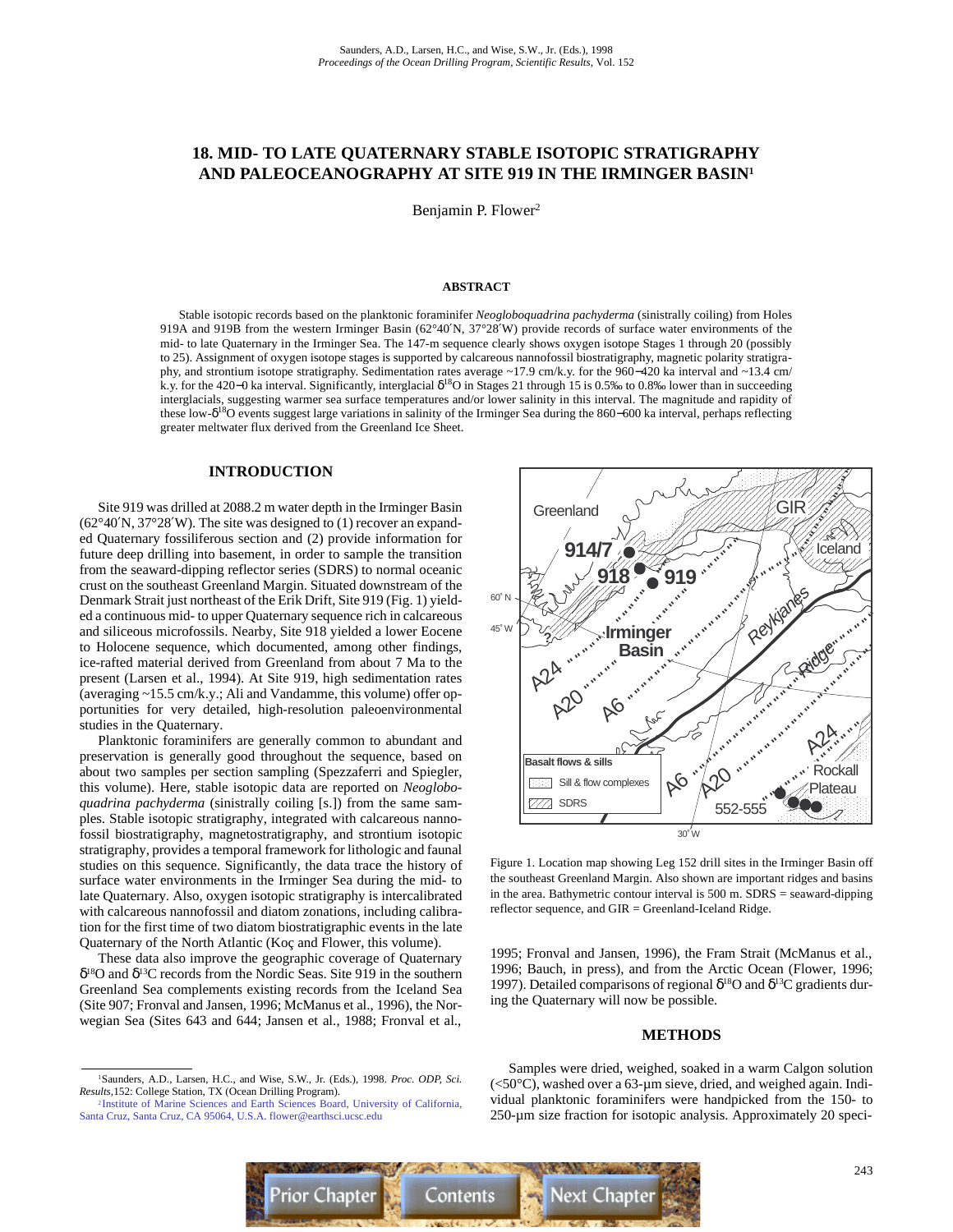# 18. MID- TO LATE QUATERNARY STABLE ISOTOPIC STRATIGRAPHY AND PALEOCEANOGRAPHY AT SITE 919 IN THE IRMINGER BASIN[1]

Benjamin P. Flower[2]

## ABSTRACT

Stable isotopic records based on the planktonic foraminifer *Neogloboquadrina pachyderma* (sinistrally coiling) from Holes 919A and 919B from the western Irminger Basin (62°40′N, 37°28′W) provide records of surface water environments of the mid- to late Quaternary in the Irminger Sea. The 147-m sequence clearly shows oxygen isotope Stages 1 through 20 (possibly to 25). Assignment of oxygen isotope stages is supported by calcareous nannofossil biostratigraphy, magnetic polarity stratigraphy, and strontium isotope stratigraphy. Sedimentation rates average ~17.9 cm/k.y. for the 960−420 ka interval and ~13.4 cm/k.y. for the 420−0 ka interval. Significantly, interglacial $\delta^{18}O$ in Stages 21 through 15 is 0.5‰ to 0.8‰ lower than in succeeding interglacials, suggesting warmer sea surface temperatures and/or lower salinity in this interval. The magnitude and rapidity of these low-$\delta^{18}O$ events suggest large variations in salinity of the Irminger Sea during the 860−600 ka interval, perhaps reflecting greater meltwater flux derived from the Greenland Ice Sheet.

## INTRODUCTION

Site 919 was drilled at 2088.2 m water depth in the Irminger Basin (62°40′N, 37°28′W). The site was designed to (1) recover an expanded Quaternary fossiliferous section and (2) provide information for future deep drilling into basement, in order to sample the transition from the seaward-dipping reflector series (SDRS) to normal oceanic crust on the southeast Greenland Margin. Situated downstream of the Denmark Strait just northeast of the Erik Drift, Site 919 (Fig. 1) yielded a continuous mid- to upper Quaternary sequence rich in calcareous and siliceous microfossils. Nearby, Site 918 yielded a lower Eocene to Holocene sequence, which documented, among other findings, ice-rafted material derived from Greenland from about 7 Ma to the present (Larsen et al., 1994). At Site 919, high sedimentation rates (averaging ~15.5 cm/k.y.; Ali and Vandamme, this volume) offer opportunities for very detailed, high-resolution paleoenvironmental studies in the Quaternary.

Planktonic foraminifers are generally common to abundant and preservation is generally good throughout the sequence, based on about two samples per section sampling (Spezzaferri and Spiegler, this volume). Here, stable isotopic data are reported on *Neogloboquadrina pachyderma* (sinistrally coiling [s.]) from the same samples. Stable isotopic stratigraphy, integrated with calcareous nannofossil biostratigraphy, magnetostratigraphy, and strontium isotopic stratigraphy, provides a temporal framework for lithologic and faunal studies on this sequence. Significantly, the data trace the history of surface water environments in the Irminger Sea during the mid- to late Quaternary. Also, oxygen isotopic stratigraphy is intercalibrated with calcareous nannofossil and diatom zonations, including calibration for the first time of two diatom biostratigraphic events in the late Quaternary of the North Atlantic (Koç and Flower, this volume).

These data also improve the geographic coverage of Quaternary $\delta^{18}O$ and $\delta^{13}C$ records from the Nordic Seas. Site 919 in the southern Greenland Sea complements existing records from the Iceland Sea (Site 907; Fronval and Jansen, 1996; McManus et al., 1996), the Norwegian Sea (Sites 643 and 644; Jansen et al., 1988; Fronval et al., 1995; Fronval and Jansen, 1996), the Fram Strait (McManus et al., 1996; Bauch, in press), and from the Arctic Ocean (Flower, 1996; 1997). Detailed comparisons of regional $\delta^{18}O$ and $\delta^{13}C$ gradients during the Quaternary will now be possible.

Figure 1. Location map showing Leg 152 drill sites in the Irminger Basin off the southeast Greenland Margin. Also shown are important ridges and basins in the area. Bathymetric contour interval is 500 m. SDRS = seaward-dipping reflector sequence, and GIR = Greenland-Iceland Ridge.

## METHODS

Samples were dried, weighed, soaked in a warm Calgon solution (<50°C), washed over a 63-µm sieve, dried, and weighed again. Individual planktonic foraminifers were handpicked from the 150- to 250-µm size fraction for isotopic analysis. Approximately 20 speci-

[1] Saunders, A.D., Larsen, H.C., and Wise, S.W., Jr. (Eds.), 1998. *Proc. ODP, Sci. Results,* 152: College Station, TX (Ocean Drilling Program).

[2] Institute of Marine Sciences and Earth Sciences Board, University of California, Santa Cruz, Santa Cruz, CA 95064, U.S.A. flower@earthsci.ucsc.edu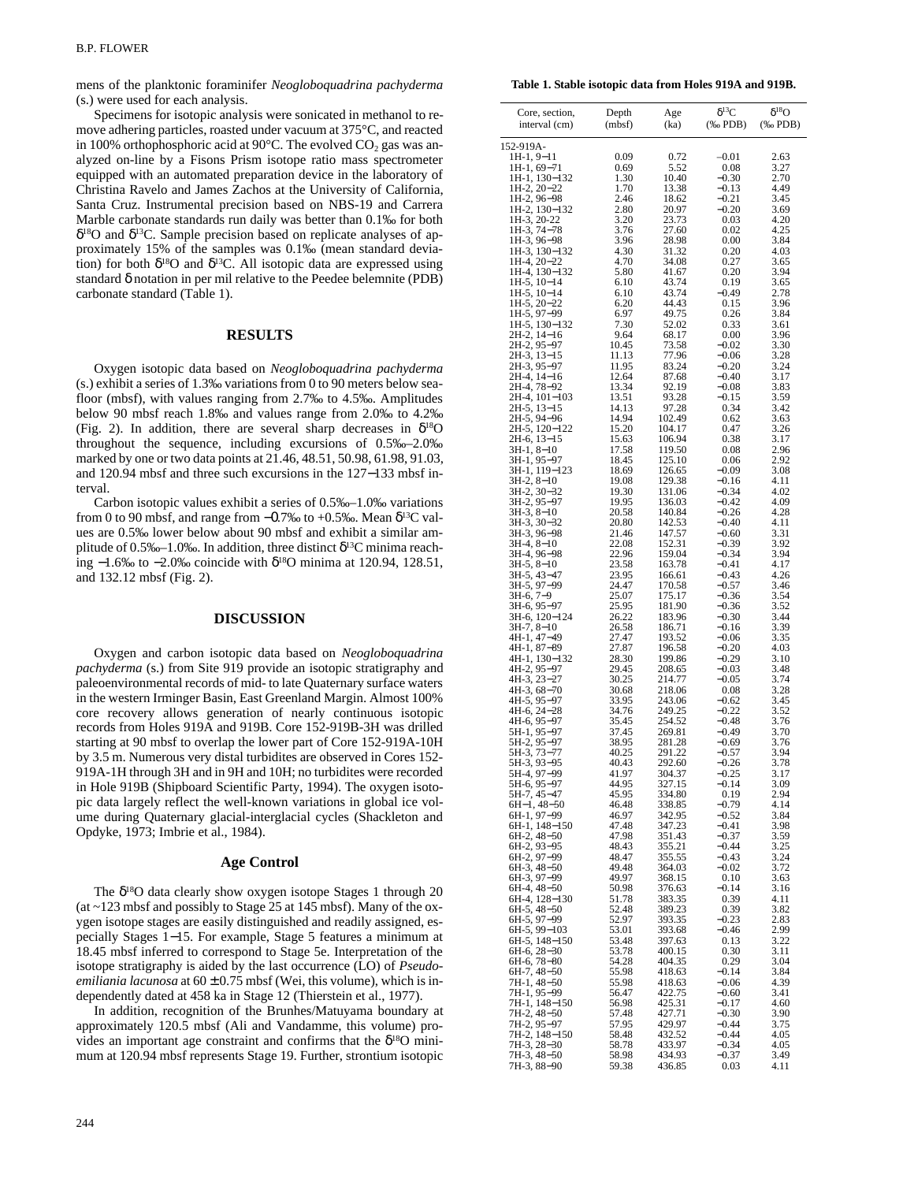mens of the planktonic foraminifer *Neogloboquadrina pachyderma* (s.) were used for each analysis.

Specimens for isotopic analysis were sonicated in methanol to remove adhering particles, roasted under vacuum at 375°C, and reacted in 100% orthophosphoric acid at 90°C. The evolved $CO_2$ gas was analyzed on-line by a Fisons Prism isotope ratio mass spectrometer equipped with an automated preparation device in the laboratory of Christina Ravelo and James Zachos at the University of California, Santa Cruz. Instrumental precision based on NBS-19 and Carrera Marble carbonate standards run daily was better than 0.1‰ for both $\delta^{18}O$ and $\delta^{13}C$. Sample precision based on replicate analyses of approximately 15% of the samples was 0.1‰ (mean standard deviation) for both $\delta^{18}O$ and $\delta^{13}C$. All isotopic data are expressed using standard δ notation in per mil relative to the Peedee belemnite (PDB) carbonate standard (Table 1).

## RESULTS

Oxygen isotopic data based on *Neogloboquadrina pachyderma* (s.) exhibit a series of 1.3‰ variations from 0 to 90 meters below seafloor (mbsf), with values ranging from 2.7‰ to 4.5‰. Amplitudes below 90 mbsf reach 1.8‰ and values range from 2.0‰ to 4.2‰ (Fig. 2). In addition, there are several sharp decreases in $\delta^{18}O$ throughout the sequence, including excursions of 0.5‰–2.0‰ marked by one or two data points at 21.46, 48.51, 50.98, 61.98, 91.03, and 120.94 mbsf and three such excursions in the 127−133 mbsf interval.

Carbon isotopic values exhibit a series of 0.5‰–1.0‰ variations from 0 to 90 mbsf, and range from −0.7‰ to +0.5‰. Mean $\delta^{13}C$ values are 0.5‰ lower below about 90 mbsf and exhibit a similar amplitude of 0.5‰–1.0‰. In addition, three distinct $\delta^{13}C$ minima reaching −1.6‰ to −2.0‰ coincide with $\delta^{18}O$ minima at 120.94, 128.51, and 132.12 mbsf (Fig. 2).

## DISCUSSION

Oxygen and carbon isotopic data based on *Neogloboquadrina pachyderma* (s.) from Site 919 provide an isotopic stratigraphy and paleoenvironmental records of mid- to late Quaternary surface waters in the western Irminger Basin, East Greenland Margin. Almost 100% core recovery allows generation of nearly continuous isotopic records from Holes 919A and 919B. Core 152-919B-3H was drilled starting at 90 mbsf to overlap the lower part of Core 152-919A-10H by 3.5 m. Numerous very distal turbidites are observed in Cores 152-919A-1H through 3H and in 9H and 10H; no turbidites were recorded in Hole 919B (Shipboard Scientific Party, 1994). The oxygen isotopic data largely reflect the well-known variations in global ice volume during Quaternary glacial-interglacial cycles (Shackleton and Opdyke, 1973; Imbrie et al., 1984).

### Age Control

The $\delta^{18}O$ data clearly show oxygen isotope Stages 1 through 20 (at ~123 mbsf and possibly to Stage 25 at 145 mbsf). Many of the oxygen isotope stages are easily distinguished and readily assigned, especially Stages 1−15. For example, Stage 5 features a minimum at 18.45 mbsf inferred to correspond to Stage 5e. Interpretation of the isotope stratigraphy is aided by the last occurrence (LO) of *Pseudoemiliania lacunosa* at 60 ± 0.75 mbsf (Wei, this volume), which is independently dated at 458 ka in Stage 12 (Thierstein et al., 1977).

In addition, recognition of the Brunhes/Matuyama boundary at approximately 120.5 mbsf (Ali and Vandamme, this volume) provides an important age constraint and confirms that the $\delta^{18}O$ minimum at 120.94 mbsf represents Stage 19. Further, strontium isotopic

**Table 1. Stable isotopic data from Holes 919A and 919B.**

| Core, section, interval (cm) | Depth (mbsf) | Age (ka) | $\delta^{13}C$ (‰ PDB) | $\delta^{18}O$ (‰ PDB) |
|---|---|---|---|---|
| 152-919A- | | | | |
| 1H-1, 9−11 | 0.09 | 0.72 | −0.01 | 2.63 |
| 1H-1, 69−71 | 0.69 | 5.52 | 0.08 | 3.27 |
| 1H-1, 130−132 | 1.30 | 10.40 | −0.30 | 2.70 |
| 1H-2, 20−22 | 1.70 | 13.38 | −0.13 | 4.49 |
| 1H-2, 96−98 | 2.46 | 18.62 | −0.21 | 3.45 |
| 1H-2, 130−132 | 2.80 | 20.97 | −0.20 | 3.69 |
| 1H-3, 20-22 | 3.20 | 23.73 | 0.03 | 4.20 |
| 1H-3, 74−78 | 3.76 | 27.60 | 0.02 | 4.25 |
| 1H-3, 96−98 | 3.96 | 28.98 | 0.00 | 3.84 |
| 1H-3, 130−132 | 4.30 | 31.32 | 0.20 | 4.03 |
| 1H-4, 20−22 | 4.70 | 34.08 | 0.27 | 3.65 |
| 1H-4, 130−132 | 5.80 | 41.67 | 0.20 | 3.94 |
| 1H-5, 10−14 | 6.10 | 43.74 | 0.19 | 3.65 |
| 1H-5, 10−14 | 6.10 | 43.74 | −0.49 | 2.78 |
| 1H-5, 20−22 | 6.20 | 44.43 | 0.15 | 3.96 |
| 1H-5, 97−99 | 6.97 | 49.75 | 0.26 | 3.84 |
| 1H-5, 130−132 | 7.30 | 52.02 | 0.33 | 3.61 |
| 2H-2, 14−16 | 9.64 | 68.17 | 0.00 | 3.96 |
| 2H-2, 95−97 | 10.45 | 73.58 | −0.02 | 3.30 |
| 2H-3, 13−15 | 11.13 | 77.96 | −0.06 | 3.28 |
| 2H-3, 95−97 | 11.95 | 83.24 | −0.20 | 3.24 |
| 2H-4, 14−16 | 12.64 | 87.68 | −0.40 | 3.17 |
| 2H-4, 78−92 | 13.34 | 92.19 | −0.08 | 3.83 |
| 2H-4, 101−103 | 13.51 | 93.28 | −0.15 | 3.59 |
| 2H-5, 13−15 | 14.13 | 97.28 | 0.34 | 3.42 |
| 2H-5, 94−96 | 14.94 | 102.49 | 0.62 | 3.63 |
| 2H-5, 120−122 | 15.20 | 104.17 | 0.47 | 3.26 |
| 2H-6, 13−15 | 15.63 | 106.94 | 0.38 | 3.17 |
| 3H-1, 8−10 | 17.58 | 119.50 | 0.08 | 2.96 |
| 3H-1, 95−97 | 18.45 | 125.10 | 0.06 | 2.92 |
| 3H-1, 119−123 | 18.69 | 126.65 | −0.09 | 3.08 |
| 3H-2, 8−10 | 19.08 | 129.38 | −0.16 | 4.11 |
| 3H-2, 30−32 | 19.30 | 131.06 | −0.34 | 4.02 |
| 3H-2, 95−97 | 19.95 | 136.03 | −0.42 | 4.09 |
| 3H-3, 8−10 | 20.58 | 140.84 | −0.26 | 4.28 |
| 3H-3, 30−32 | 20.80 | 142.53 | −0.40 | 4.11 |
| 3H-3, 96−98 | 21.46 | 147.57 | −0.60 | 3.31 |
| 3H-4, 8−10 | 22.08 | 152.31 | −0.39 | 3.92 |
| 3H-4, 96−98 | 22.96 | 159.04 | −0.34 | 3.94 |
| 3H-5, 8−10 | 23.58 | 163.78 | −0.41 | 4.17 |
| 3H-5, 43−47 | 23.95 | 166.61 | −0.43 | 4.26 |
| 3H-5, 97−99 | 24.47 | 170.58 | −0.57 | 3.46 |
| 3H-6, 7−9 | 25.07 | 175.17 | −0.36 | 3.54 |
| 3H-6, 95−97 | 25.95 | 181.90 | −0.36 | 3.52 |
| 3H-6, 120−124 | 26.22 | 183.96 | −0.30 | 3.44 |
| 3H-7, 8−10 | 26.58 | 186.71 | −0.16 | 3.39 |
| 4H-1, 47−49 | 27.47 | 193.52 | −0.06 | 3.35 |
| 4H-1, 87−89 | 27.87 | 196.58 | −0.20 | 4.03 |
| 4H-1, 130−132 | 28.30 | 199.86 | −0.29 | 3.10 |
| 4H-2, 95−97 | 29.45 | 208.65 | −0.03 | 3.48 |
| 4H-3, 23−27 | 30.25 | 214.77 | −0.05 | 3.74 |
| 4H-3, 68−70 | 30.68 | 218.06 | 0.08 | 3.28 |
| 4H-5, 95−97 | 33.95 | 243.06 | −0.62 | 3.45 |
| 4H-6, 24−28 | 34.76 | 249.25 | −0.22 | 3.52 |
| 4H-6, 95−97 | 35.45 | 254.52 | −0.48 | 3.76 |
| 5H-1, 95−97 | 37.45 | 269.81 | −0.49 | 3.70 |
| 5H-2, 95−97 | 38.95 | 281.28 | −0.69 | 3.76 |
| 5H-3, 73−77 | 40.25 | 291.22 | −0.57 | 3.94 |
| 5H-3, 93−95 | 40.43 | 292.60 | −0.26 | 3.78 |
| 5H-4, 97−99 | 41.97 | 304.37 | −0.25 | 3.17 |
| 5H-6, 95−97 | 44.95 | 327.15 | −0.14 | 3.09 |
| 5H-7, 45−47 | 45.95 | 334.80 | 0.19 | 2.94 |
| 6H-1, 48−50 | 46.48 | 338.85 | −0.79 | 4.14 |
| 6H-1, 97−99 | 46.97 | 342.95 | −0.52 | 3.84 |
| 6H-1, 148−150 | 47.48 | 347.23 | −0.41 | 3.98 |
| 6H-2, 48−50 | 47.98 | 351.43 | −0.37 | 3.59 |
| 6H-2, 93−95 | 48.43 | 355.21 | −0.44 | 3.25 |
| 6H-2, 97−99 | 48.47 | 355.55 | −0.43 | 3.24 |
| 6H-3, 48−50 | 49.48 | 364.03 | −0.02 | 3.72 |
| 6H-3, 97−99 | 49.97 | 368.15 | 0.10 | 3.63 |
| 6H-4, 48−50 | 50.98 | 376.63 | −0.14 | 3.16 |
| 6H-4, 128−130 | 51.78 | 383.35 | 0.39 | 4.11 |
| 6H-5, 48−50 | 52.48 | 389.23 | 0.39 | 3.82 |
| 6H-5, 97−99 | 52.97 | 393.35 | −0.23 | 2.83 |
| 6H-5, 99−103 | 53.01 | 393.68 | −0.46 | 2.99 |
| 6H-5, 148−150 | 53.48 | 397.63 | 0.13 | 3.22 |
| 6H-6, 28−30 | 53.78 | 400.15 | 0.30 | 3.11 |
| 6H-6, 78−80 | 54.28 | 404.35 | 0.29 | 3.04 |
| 6H-7, 48−50 | 55.98 | 418.63 | −0.14 | 3.84 |
| 7H-1, 48−50 | 55.98 | 418.63 | −0.06 | 4.39 |
| 7H-1, 95−99 | 56.47 | 422.75 | −0.60 | 3.41 |
| 7H-1, 148−150 | 56.98 | 425.31 | −0.17 | 4.60 |
| 7H-2, 48−50 | 57.48 | 427.71 | −0.30 | 3.90 |
| 7H-2, 95−97 | 57.95 | 429.97 | −0.44 | 3.75 |
| 7H-2, 148−150 | 58.48 | 432.52 | −0.44 | 4.05 |
| 7H-3, 28−30 | 58.78 | 433.97 | −0.34 | 4.05 |
| 7H-3, 48−50 | 58.98 | 434.93 | −0.37 | 3.49 |
| 7H-3, 88−90 | 59.38 | 436.85 | 0.03 | 4.11 |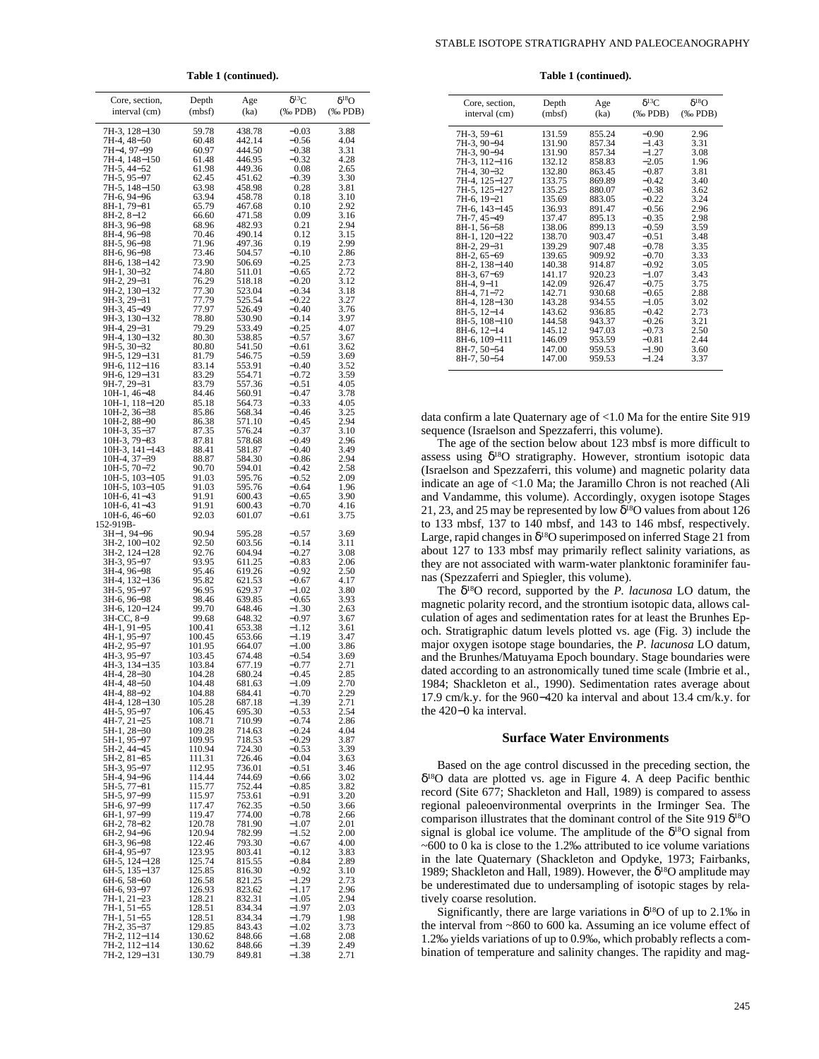**Table 1 (continued).**

| Core, section, interval (cm) | Depth (mbsf) | Age (ka) | $\delta^{13}C$ (‰ PDB) | $\delta^{18}O$ (‰ PDB) |
|---|---|---|---|---|
| 7H-3, 128–130 | 59.78 | 438.78 | −0.03 | 3.88 |
| 7H-4, 48–50 | 60.48 | 442.14 | −0.56 | 4.04 |
| 7H-4, 97–99 | 60.97 | 444.50 | −0.38 | 3.31 |
| 7H-4, 148–150 | 61.48 | 446.95 | −0.32 | 4.28 |
| 7H-5, 44–52 | 61.98 | 449.36 | 0.08 | 2.65 |
| 7H-5, 95–97 | 62.45 | 451.62 | −0.39 | 3.30 |
| 7H-5, 148–150 | 63.98 | 458.98 | 0.28 | 3.81 |
| 7H-6, 94–96 | 63.94 | 458.78 | 0.18 | 3.10 |
| 8H-1, 79–81 | 65.79 | 467.68 | 0.10 | 2.92 |
| 8H-2, 8–12 | 66.60 | 471.58 | 0.09 | 3.16 |
| 8H-3, 96–98 | 68.96 | 482.93 | 0.21 | 2.94 |
| 8H-4, 96–98 | 70.46 | 490.14 | 0.12 | 3.15 |
| 8H-5, 96–98 | 71.96 | 497.36 | 0.19 | 2.99 |
| 8H-6, 96–98 | 73.46 | 504.57 | −0.10 | 2.86 |
| 8H-6, 138–142 | 73.90 | 506.69 | −0.25 | 2.73 |
| 9H-1, 30–32 | 74.80 | 511.01 | −0.65 | 2.72 |
| 9H-2, 29–31 | 76.29 | 518.18 | −0.20 | 3.12 |
| 9H-2, 130–132 | 77.30 | 523.04 | −0.34 | 3.18 |
| 9H-3, 29–31 | 77.79 | 525.54 | −0.22 | 3.27 |
| 9H-3, 45–49 | 77.97 | 526.49 | −0.40 | 3.76 |
| 9H-3, 130–132 | 78.80 | 530.90 | −0.14 | 3.97 |
| 9H-4, 29–31 | 79.29 | 533.49 | −0.25 | 4.07 |
| 9H-4, 130–132 | 80.30 | 538.85 | −0.57 | 3.67 |
| 9H-5, 30–32 | 80.80 | 541.50 | −0.61 | 3.62 |
| 9H-5, 129–131 | 81.79 | 546.75 | −0.59 | 3.69 |
| 9H-6, 112–116 | 83.14 | 553.91 | −0.40 | 3.52 |
| 9H-6, 129–131 | 83.29 | 554.71 | −0.72 | 3.59 |
| 9H-7, 29–31 | 83.79 | 557.36 | −0.51 | 4.05 |
| 10H-1, 46–48 | 84.46 | 560.91 | −0.47 | 3.78 |
| 10H-1, 118–120 | 85.18 | 564.73 | −0.33 | 4.05 |
| 10H-2, 36–38 | 85.86 | 568.34 | −0.46 | 3.25 |
| 10H-2, 88–90 | 86.38 | 571.10 | −0.45 | 2.94 |
| 10H-3, 35–37 | 87.35 | 576.24 | −0.37 | 3.10 |
| 10H-3, 79–83 | 87.81 | 578.68 | −0.49 | 2.96 |
| 10H-3, 141–143 | 88.41 | 581.87 | −0.40 | 3.49 |
| 10H-4, 37–39 | 88.87 | 584.30 | −0.86 | 2.94 |
| 10H-5, 70–72 | 90.70 | 594.01 | −0.42 | 2.58 |
| 10H-5, 103–105 | 91.03 | 595.76 | −0.52 | 2.09 |
| 10H-5, 103–105 | 91.03 | 595.76 | −0.64 | 1.96 |
| 10H-6, 41–43 | 91.91 | 600.43 | −0.65 | 3.90 |
| 10H-6, 41–43 | 91.91 | 600.43 | −0.70 | 4.16 |
| 10H-6, 46–60 | 92.03 | 601.07 | −0.61 | 3.75 |
| 152-919B- | | | | |
| 3H-1, 94–96 | 90.94 | 595.28 | −0.57 | 3.69 |
| 3H-2, 100–102 | 92.50 | 603.56 | −0.14 | 3.11 |
| 3H-2, 124–128 | 92.76 | 604.94 | −0.27 | 3.08 |
| 3H-3, 95–97 | 93.95 | 611.25 | −0.83 | 2.06 |
| 3H-4, 96–98 | 95.46 | 619.26 | −0.92 | 2.50 |
| 3H-4, 132–136 | 95.82 | 621.53 | −0.67 | 4.17 |
| 3H-5, 95–97 | 96.95 | 629.37 | −1.02 | 3.80 |
| 3H-6, 96–98 | 98.46 | 639.85 | −0.65 | 3.93 |
| 3H-6, 120–124 | 99.70 | 648.46 | −1.30 | 2.63 |
| 3H-CC, 8–9 | 99.68 | 648.32 | −0.97 | 3.67 |
| 4H-1, 91–95 | 100.41 | 653.38 | −1.12 | 3.61 |
| 4H-1, 95–97 | 100.45 | 653.66 | −1.19 | 3.47 |
| 4H-2, 95–97 | 101.95 | 664.07 | −1.00 | 3.86 |
| 4H-3, 95–97 | 103.45 | 674.48 | −0.54 | 3.69 |
| 4H-3, 134–135 | 103.84 | 677.19 | −0.77 | 2.71 |
| 4H-4, 28–30 | 104.28 | 680.24 | −0.45 | 2.85 |
| 4H-4, 48–50 | 104.48 | 681.63 | −1.09 | 2.70 |
| 4H-4, 88–92 | 104.88 | 684.41 | −0.70 | 2.29 |
| 4H-4, 128–130 | 105.28 | 687.18 | −1.39 | 2.71 |
| 4H-5, 95–97 | 106.45 | 695.30 | −0.53 | 2.54 |
| 4H-7, 21–25 | 108.71 | 710.99 | −0.74 | 2.86 |
| 5H-1, 28–30 | 109.28 | 714.63 | −0.24 | 4.04 |
| 5H-1, 95–97 | 109.95 | 718.53 | −0.29 | 3.87 |
| 5H-2, 44–45 | 110.94 | 724.30 | −0.53 | 3.39 |
| 5H-2, 81–85 | 111.31 | 726.46 | −0.04 | 3.63 |
| 5H-3, 95–97 | 112.95 | 736.01 | −0.51 | 3.46 |
| 5H-4, 94–96 | 114.44 | 744.69 | −0.66 | 3.02 |
| 5H-5, 77–81 | 115.77 | 752.44 | −0.85 | 3.82 |
| 5H-5, 97–99 | 115.97 | 753.61 | −0.91 | 3.20 |
| 5H-6, 97–99 | 117.47 | 762.35 | −0.50 | 3.66 |
| 6H-1, 97–99 | 119.47 | 774.00 | −0.78 | 2.66 |
| 6H-2, 78–82 | 120.78 | 781.90 | −1.07 | 2.01 |
| 6H-2, 94–96 | 120.94 | 782.99 | −1.52 | 2.00 |
| 6H-3, 96–98 | 122.46 | 793.30 | −0.67 | 4.00 |
| 6H-4, 95–97 | 123.95 | 803.41 | −0.12 | 3.83 |
| 6H-5, 124–128 | 125.74 | 815.55 | −0.84 | 2.89 |
| 6H-5, 135–137 | 125.85 | 816.30 | −0.92 | 3.10 |
| 6H-6, 58–60 | 126.58 | 821.25 | −1.29 | 2.73 |
| 6H-6, 93–97 | 126.93 | 823.62 | −1.17 | 2.96 |
| 7H-1, 21–23 | 128.21 | 832.31 | −1.05 | 2.94 |
| 7H-1, 51–55 | 128.51 | 834.34 | −1.97 | 2.03 |
| 7H-1, 51–55 | 128.51 | 834.34 | −1.79 | 1.98 |
| 7H-2, 35–37 | 129.85 | 843.43 | −1.02 | 3.73 |
| 7H-2, 112–114 | 130.62 | 848.66 | −1.68 | 2.08 |
| 7H-2, 112–114 | 130.62 | 848.66 | −1.39 | 2.49 |
| 7H-2, 129–131 | 130.79 | 849.81 | −1.38 | 2.71 |
| 7H-3, 59–61 | 131.59 | 855.24 | −0.90 | 2.96 |
| 7H-3, 90–94 | 131.90 | 857.34 | −1.43 | 3.31 |
| 7H-3, 90–94 | 131.90 | 857.34 | −1.27 | 3.08 |
| 7H-3, 112–116 | 132.12 | 858.83 | −2.05 | 1.96 |
| 7H-4, 30–32 | 132.80 | 863.45 | −0.87 | 3.81 |
| 7H-4, 125–127 | 133.75 | 869.89 | −0.42 | 3.40 |
| 7H-5, 125–127 | 135.25 | 880.07 | −0.38 | 3.62 |
| 7H-6, 19–21 | 135.69 | 883.05 | −0.22 | 3.24 |
| 7H-6, 143–145 | 136.93 | 891.47 | −0.56 | 2.96 |
| 7H-7, 45–49 | 137.47 | 895.13 | −0.35 | 2.98 |
| 8H-1, 56–58 | 138.06 | 899.13 | −0.59 | 3.59 |
| 8H-1, 120–122 | 138.70 | 903.47 | −0.51 | 3.48 |
| 8H-2, 29–31 | 139.29 | 907.48 | −0.78 | 3.35 |
| 8H-2, 65–69 | 139.65 | 909.92 | −0.70 | 3.33 |
| 8H-2, 138–140 | 140.38 | 914.87 | −0.92 | 3.05 |
| 8H-3, 67–69 | 141.17 | 920.23 | −1.07 | 3.43 |
| 8H-4, 9–11 | 142.09 | 926.47 | −0.75 | 3.75 |
| 8H-4, 71–72 | 142.71 | 930.68 | −0.65 | 2.88 |
| 8H-4, 128–130 | 143.28 | 934.55 | −1.05 | 3.02 |
| 8H-5, 12–14 | 143.62 | 936.85 | −0.42 | 2.73 |
| 8H-5, 108–110 | 144.58 | 943.37 | −0.26 | 3.21 |
| 8H-6, 12–14 | 145.12 | 947.03 | −0.73 | 2.50 |
| 8H-6, 109–111 | 146.09 | 953.59 | −0.81 | 2.44 |
| 8H-7, 50–54 | 147.00 | 959.53 | −1.90 | 3.60 |
| 8H-7, 50–54 | 147.00 | 959.53 | −1.24 | 3.37 |

data confirm a late Quaternary age of <1.0 Ma for the entire Site 919 sequence (Israelson and Spezzaferri, this volume).

The age of the section below about 123 mbsf is more difficult to assess using $\delta^{18}O$ stratigraphy. However, strontium isotopic data (Israelson and Spezzaferri, this volume) and magnetic polarity data indicate an age of <1.0 Ma; the Jaramillo Chron is not reached (Ali and Vandamme, this volume). Accordingly, oxygen isotope Stages 21, 23, and 25 may be represented by low $\delta^{18}O$ values from about 126 to 133 mbsf, 137 to 140 mbsf, and 143 to 146 mbsf, respectively. Large, rapid changes in $\delta^{18}O$ superimposed on inferred Stage 21 from about 127 to 133 mbsf may primarily reflect salinity variations, as they are not associated with warm-water planktonic foraminifer faunas (Spezzaferri and Spiegler, this volume).

The $\delta^{18}O$ record, supported by the *P. lacunosa* LO datum, the magnetic polarity record, and the strontium isotopic data, allows calculation of ages and sedimentation rates for at least the Brunhes Epoch. Stratigraphic datum levels plotted vs. age (Fig. 3) include the major oxygen isotope stage boundaries, the *P. lacunosa* LO datum, and the Brunhes/Matuyama Epoch boundary. Stage boundaries were dated according to an astronomically tuned time scale (Imbrie et al., 1984; Shackleton et al., 1990). Sedimentation rates average about 17.9 cm/k.y. for the 960–420 ka interval and about 13.4 cm/k.y. for the 420–0 ka interval.

## Surface Water Environments

Based on the age control discussed in the preceding section, the $\delta^{18}O$ data are plotted vs. age in Figure 4. A deep Pacific benthic record (Site 677; Shackleton and Hall, 1989) is compared to assess regional paleoenvironmental overprints in the Irminger Sea. The comparison illustrates that the dominant control of the Site 919 $\delta^{18}O$ signal is global ice volume. The amplitude of the $\delta^{18}O$ signal from ~600 to 0 ka is close to the 1.2‰ attributed to ice volume variations in the late Quaternary (Shackleton and Opdyke, 1973; Fairbanks, 1989; Shackleton and Hall, 1989). However, the $\delta^{18}O$ amplitude may be underestimated due to undersampling of isotopic stages by relatively coarse resolution.

Significantly, there are large variations in $\delta^{18}O$ of up to 2.1‰ in the interval from ~860 to 600 ka. Assuming an ice volume effect of 1.2‰ yields variations of up to 0.9‰, which probably reflects a combination of temperature and salinity changes. The rapidity and mag-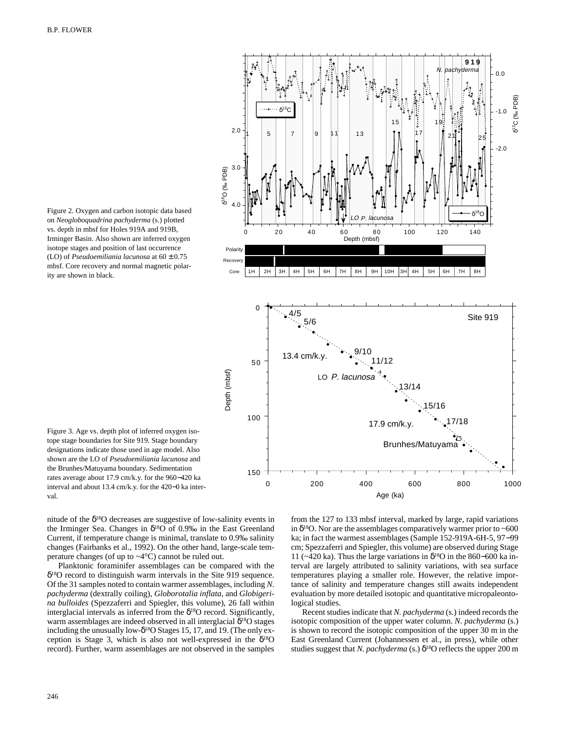Figure 2. Oxygen and carbon isotopic data based on *Neogloboquadrina pachyderma* (s.) plotted vs. depth in mbsf for Holes 919A and 919B, Irminger Basin. Also shown are inferred oxygen isotope stages and position of last occurrence (LO) of *Pseudoemiliania lacunosa* at 60 ± 0.75 mbsf. Core recovery and normal magnetic polarity are shown in black.

Figure 3. Age vs. depth plot of inferred oxygen isotope stage boundaries for Site 919. Stage boundary designations indicate those used in age model. Also shown are the LO of *Pseudoemiliania lacunosa* and the Brunhes/Matuyama boundary. Sedimentation rates average about 17.9 cm/k.y. for the 960−420 ka interval and about 13.4 cm/k.y. for the 420−0 ka interval.

nitude of the $\delta^{18}O$ decreases are suggestive of low-salinity events in the Irminger Sea. Changes in $\delta^{18}O$ of 0.9‰ in the East Greenland Current, if temperature change is minimal, translate to 0.9‰ salinity changes (Fairbanks et al., 1992). On the other hand, large-scale temperature changes (of up to ~4°C) cannot be ruled out.

Planktonic foraminifer assemblages can be compared with the $\delta^{18}O$ record to distinguish warm intervals in the Site 919 sequence. Of the 31 samples noted to contain warmer assemblages, including *N. pachyderma* (dextrally coiling), *Globorotalia inflata*, and *Globigerina bulloides* (Spezzaferri and Spiegler, this volume), 26 fall within interglacial intervals as inferred from the $\delta^{18}O$ record. Significantly, warm assemblages are indeed observed in all interglacial $\delta^{18}O$ stages including the unusually low-$\delta^{18}O$ Stages 15, 17, and 19. (The only exception is Stage 3, which is also not well-expressed in the $\delta^{18}O$ record). Further, warm assemblages are not observed in the samples from the 127 to 133 mbsf interval, marked by large, rapid variations in $\delta^{18}O$. Nor are the assemblages comparatively warmer prior to ~600 ka; in fact the warmest assemblages (Sample 152-919A-6H-5, 97−99 cm; Spezzaferri and Spiegler, this volume) are observed during Stage 11 (~420 ka). Thus the large variations in $\delta^{18}O$ in the 860−600 ka interval are largely attributed to salinity variations, with sea surface temperatures playing a smaller role. However, the relative importance of salinity and temperature changes still awaits independent evaluation by more detailed isotopic and quantitative micropaleontological studies.

Recent studies indicate that *N. pachyderma* (s.) indeed records the isotopic composition of the upper water column. *N. pachyderma* (s.) is shown to record the isotopic composition of the upper 30 m in the East Greenland Current (Johannessen et al., in press), while other studies suggest that *N. pachyderma* (s.) $\delta^{18}O$ reflects the upper 200 m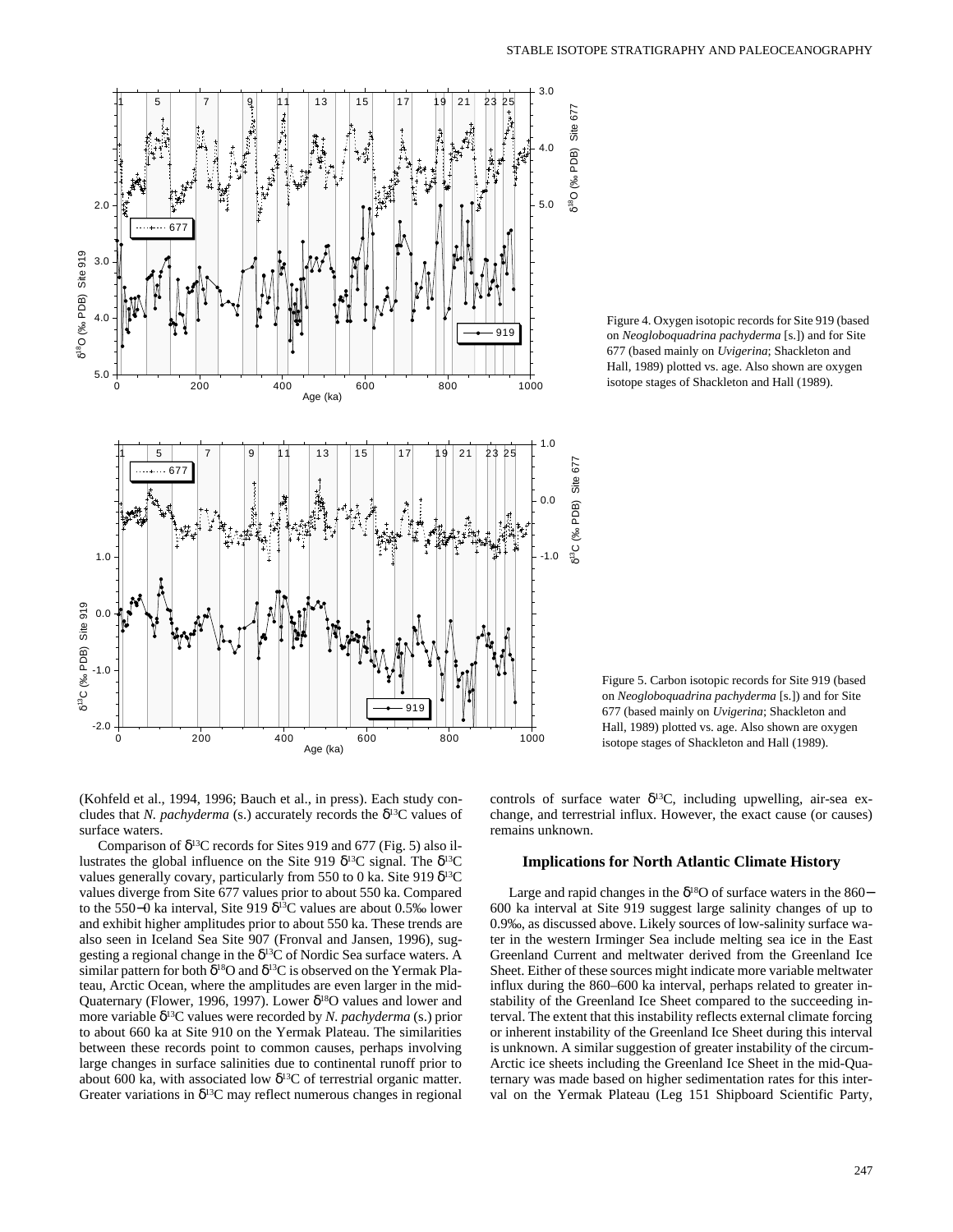Figure 4. Oxygen isotopic records for Site 919 (based on *Neogloboquadrina pachyderma* [s.]) and for Site 677 (based mainly on *Uvigerina*; Shackleton and Hall, 1989) plotted vs. age. Also shown are oxygen isotope stages of Shackleton and Hall (1989).

Figure 5. Carbon isotopic records for Site 919 (based on *Neogloboquadrina pachyderma* [s.]) and for Site 677 (based mainly on *Uvigerina*; Shackleton and Hall, 1989) plotted vs. age. Also shown are oxygen isotope stages of Shackleton and Hall (1989).

(Kohfeld et al., 1994, 1996; Bauch et al., in press). Each study concludes that *N. pachyderma* (s.) accurately records the $\delta^{13}C$ values of surface waters.

Comparison of $\delta^{13}C$ records for Sites 919 and 677 (Fig. 5) also illustrates the global influence on the Site 919 $\delta^{13}C$ signal. The $\delta^{13}C$ values generally covary, particularly from 550 to 0 ka. Site 919 $\delta^{13}C$ values diverge from Site 677 values prior to about 550 ka. Compared to the 550−0 ka interval, Site 919 $\delta^{13}C$ values are about 0.5‰ lower and exhibit higher amplitudes prior to about 550 ka. These trends are also seen in Iceland Sea Site 907 (Fronval and Jansen, 1996), suggesting a regional change in the $\delta^{13}C$ of Nordic Sea surface waters. A similar pattern for both $\delta^{18}O$ and $\delta^{13}C$ is observed on the Yermak Plateau, Arctic Ocean, where the amplitudes are even larger in the mid-Quaternary (Flower, 1996, 1997). Lower $\delta^{18}O$ values and lower and more variable $\delta^{13}C$ values were recorded by *N. pachyderma* (s.) prior to about 660 ka at Site 910 on the Yermak Plateau. The similarities between these records point to common causes, perhaps involving large changes in surface salinities due to continental runoff prior to about 600 ka, with associated low $\delta^{13}C$ of terrestrial organic matter. Greater variations in $\delta^{13}C$ may reflect numerous changes in regional controls of surface water $\delta^{13}C$, including upwelling, air-sea exchange, and terrestrial influx. However, the exact cause (or causes) remains unknown.

## Implications for North Atlantic Climate History

Large and rapid changes in the $\delta^{18}O$ of surface waters in the 860−600 ka interval at Site 919 suggest large salinity changes of up to 0.9‰, as discussed above. Likely sources of low-salinity surface water in the western Irminger Sea include melting sea ice in the East Greenland Current and meltwater derived from the Greenland Ice Sheet. Either of these sources might indicate more variable meltwater influx during the 860–600 ka interval, perhaps related to greater instability of the Greenland Ice Sheet compared to the succeeding interval. The extent that this instability reflects external climate forcing or inherent instability of the Greenland Ice Sheet during this interval is unknown. A similar suggestion of greater instability of the circum-Arctic ice sheets including the Greenland Ice Sheet in the mid-Quaternary was made based on higher sedimentation rates for this interval on the Yermak Plateau (Leg 151 Shipboard Scientific Party,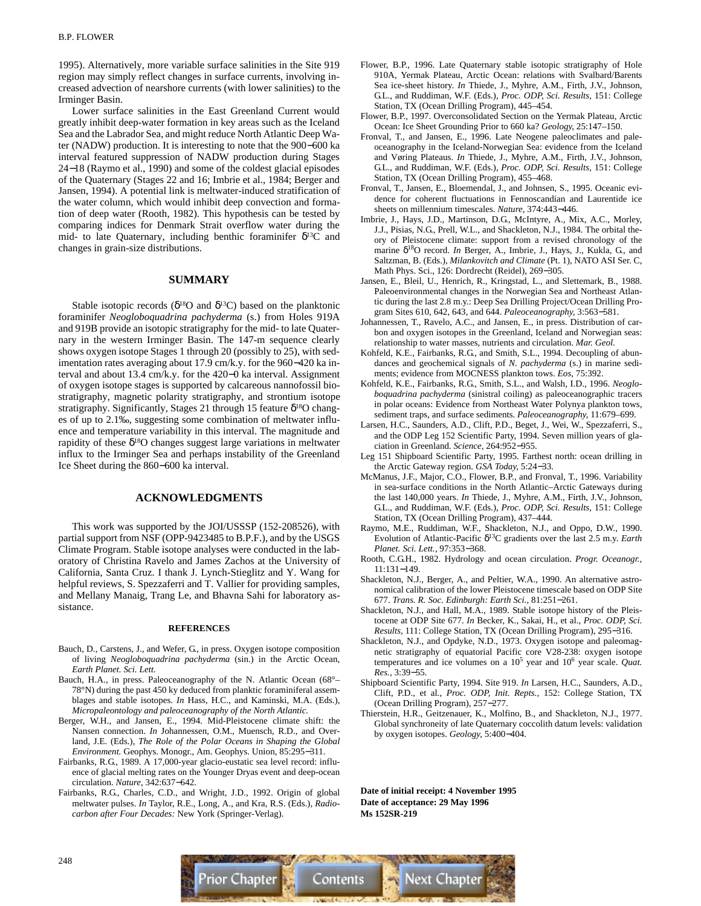1995). Alternatively, more variable surface salinities in the Site 919 region may simply reflect changes in surface currents, involving increased advection of nearshore currents (with lower salinities) to the Irminger Basin.

Lower surface salinities in the East Greenland Current would greatly inhibit deep-water formation in key areas such as the Iceland Sea and the Labrador Sea, and might reduce North Atlantic Deep Water (NADW) production. It is interesting to note that the 900−600 ka interval featured suppression of NADW production during Stages 24−18 (Raymo et al., 1990) and some of the coldest glacial episodes of the Quaternary (Stages 22 and 16; Imbrie et al., 1984; Berger and Jansen, 1994). A potential link is meltwater-induced stratification of the water column, which would inhibit deep convection and formation of deep water (Rooth, 1982). This hypothesis can be tested by comparing indices for Denmark Strait overflow water during the mid- to late Quaternary, including benthic foraminifer $\delta^{13}C$ and changes in grain-size distributions.

## SUMMARY

Stable isotopic records ($\delta^{18}O$ and $\delta^{13}C$) based on the planktonic foraminifer *Neogloboquadrina pachyderma* (s.) from Holes 919A and 919B provide an isotopic stratigraphy for the mid- to late Quaternary in the western Irminger Basin. The 147-m sequence clearly shows oxygen isotope Stages 1 through 20 (possibly to 25), with sedimentation rates averaging about 17.9 cm/k.y. for the 960−420 ka interval and about 13.4 cm/k.y. for the 420−0 ka interval. Assignment of oxygen isotope stages is supported by calcareous nannofossil biostratigraphy, magnetic polarity stratigraphy, and strontium isotope stratigraphy. Significantly, Stages 21 through 15 feature $\delta^{18}O$ changes of up to 2.1‰, suggesting some combination of meltwater influence and temperature variability in this interval. The magnitude and rapidity of these $\delta^{18}O$ changes suggest large variations in meltwater influx to the Irminger Sea and perhaps instability of the Greenland Ice Sheet during the 860−600 ka interval.

## ACKNOWLEDGMENTS

This work was supported by the JOI/USSSP (152-208526), with partial support from NSF (OPP-9423485 to B.P.F.), and by the USGS Climate Program. Stable isotope analyses were conducted in the laboratory of Christina Ravelo and James Zachos at the University of California, Santa Cruz. I thank J. Lynch-Stieglitz and Y. Wang for helpful reviews, S. Spezzaferri and T. Vallier for providing samples, and Mellany Manaig, Trang Le, and Bhavna Sahi for laboratory assistance.

### REFERENCES

Bauch, D., Carstens, J., and Wefer, G., in press. Oxygen isotope composition of living *Neogloboquadrina pachyderma* (sin.) in the Arctic Ocean, *Earth Planet. Sci. Lett.*

Bauch, H.A., in press. Paleoceanography of the N. Atlantic Ocean (68°–78°N) during the past 450 ky deduced from planktic foraminiferal assemblages and stable isotopes. *In* Hass, H.C., and Kaminski, M.A. (Eds.), *Micropaleontology and paleoceanography of the North Atlantic.*

Berger, W.H., and Jansen, E., 1994. Mid-Pleistocene climate shift: the Nansen connection. *In* Johannessen, O.M., Muensch, R.D., and Overland, J.E. (Eds.), *The Role of the Polar Oceans in Shaping the Global Environment.* Geophys. Monogr., Am. Geophys. Union, 85:295−311.

Fairbanks, R.G., 1989. A 17,000-year glacio-eustatic sea level record: influence of glacial melting rates on the Younger Dryas event and deep-ocean circulation. *Nature,* 342:637−642.

Fairbanks, R.G., Charles, C.D., and Wright, J.D., 1992. Origin of global meltwater pulses. *In* Taylor, R.E., Long, A., and Kra, R.S. (Eds.), *Radiocarbon after Four Decades:* New York (Springer-Verlag).

Flower, B.P., 1996. Late Quaternary stable isotopic stratigraphy of Hole 910A, Yermak Plateau, Arctic Ocean: relations with Svalbard/Barents Sea ice-sheet history. *In* Thiede, J., Myhre, A.M., Firth, J.V., Johnson, G.L., and Ruddiman, W.F. (Eds.), *Proc. ODP, Sci. Results,* 151: College Station, TX (Ocean Drilling Program), 445–454.

Flower, B.P., 1997. Overconsolidated Section on the Yermak Plateau, Arctic Ocean: Ice Sheet Grounding Prior to 660 ka? *Geology,* 25:147–150.

Fronval, T., and Jansen, E., 1996. Late Neogene paleoclimates and paleoceanography in the Iceland-Norwegian Sea: evidence from the Iceland and Vøring Plateaus. *In* Thiede, J., Myhre, A.M., Firth, J.V., Johnson, G.L., and Ruddiman, W.F. (Eds.), *Proc. ODP, Sci. Results,* 151: College Station, TX (Ocean Drilling Program), 455–468.

Fronval, T., Jansen, E., Bloemendal, J., and Johnsen, S., 1995. Oceanic evidence for coherent fluctuations in Fennoscandian and Laurentide ice sheets on millennium timescales. *Nature,* 374:443−446.

Imbrie, J., Hays, J.D., Martinson, D.G., McIntyre, A., Mix, A.C., Morley, J.J., Pisias, N.G., Prell, W.L., and Shackleton, N.J., 1984. The orbital theory of Pleistocene climate: support from a revised chronology of the marine $\delta^{18}O$ record. *In* Berger, A., Imbrie, J., Hays, J., Kukla, G., and Saltzman, B. (Eds.), *Milankovitch and Climate* (Pt. 1), NATO ASI Ser. C, Math Phys. Sci., 126: Dordrecht (Reidel), 269−305.

Jansen, E., Bleil, U., Henrich, R., Kringstad, L., and Slettemark, B., 1988. Paleoenvironmental changes in the Norwegian Sea and Northeast Atlantic during the last 2.8 m.y.: Deep Sea Drilling Project/Ocean Drilling Program Sites 610, 642, 643, and 644. *Paleoceanography,* 3:563−581.

Johannessen, T., Ravelo, A.C., and Jansen, E., in press. Distribution of carbon and oxygen isotopes in the Greenland, Iceland and Norwegian seas: relationship to water masses, nutrients and circulation. *Mar. Geol.*

Kohfeld, K.E., Fairbanks, R.G., and Smith, S.L., 1994. Decoupling of abundances and geochemical signals of *N. pachyderma* (s.) in marine sediments; evidence from MOCNESS plankton tows. *Eos,* 75:392.

Kohfeld, K.E., Fairbanks, R.G., Smith, S.L., and Walsh, I.D., 1996. *Neogloboquadrina pachyderma* (sinistral coiling) as paleoceanographic tracers in polar oceans: Evidence from Northeast Water Polynya plankton tows, sediment traps, and surface sediments. *Paleoceanography,* 11:679–699.

Larsen, H.C., Saunders, A.D., Clift, P.D., Beget, J., Wei, W., Spezzaferri, S., and the ODP Leg 152 Scientific Party, 1994. Seven million years of glaciation in Greenland. *Science,* 264:952−955.

Leg 151 Shipboard Scientific Party, 1995. Farthest north: ocean drilling in the Arctic Gateway region. *GSA Today,* 5:24−33.

McManus, J.F., Major, C.O., Flower, B.P., and Fronval, T., 1996. Variability in sea-surface conditions in the North Atlantic–Arctic Gateways during the last 140,000 years. *In* Thiede, J., Myhre, A.M., Firth, J.V., Johnson, G.L., and Ruddiman, W.F. (Eds.), *Proc. ODP, Sci. Results,* 151: College Station, TX (Ocean Drilling Program), 437–444.

Raymo, M.E., Ruddiman, W.F., Shackleton, N.J., and Oppo, D.W., 1990. Evolution of Atlantic-Pacific $\delta^{13}C$ gradients over the last 2.5 m.y. *Earth Planet. Sci. Lett.,* 97:353−368.

Rooth, C.G.H., 1982. Hydrology and ocean circulation. *Progr. Oceanogr.,* 11:131−149.

Shackleton, N.J., Berger, A., and Peltier, W.A., 1990. An alternative astronomical calibration of the lower Pleistocene timescale based on ODP Site 677. *Trans. R. Soc. Edinburgh: Earth Sci.,* 81:251−261.

Shackleton, N.J., and Hall, M.A., 1989. Stable isotope history of the Pleistocene at ODP Site 677. *In* Becker, K., Sakai, H., et al., *Proc. ODP, Sci. Results,* 111: College Station, TX (Ocean Drilling Program), 295−316.

Shackleton, N.J., and Opdyke, N.D., 1973. Oxygen isotope and paleomagnetic stratigraphy of equatorial Pacific core V28-238: oxygen isotope temperatures and ice volumes on a $10^5$ year and $10^6$ year scale. *Quat. Res.,* 3:39−55.

Shipboard Scientific Party, 1994. Site 919. *In* Larsen, H.C., Saunders, A.D., Clift, P.D., et al., *Proc. ODP, Init. Repts.,* 152: College Station, TX (Ocean Drilling Program), 257−277.

Thierstein, H.R., Geitzenauer, K., Molfino, B., and Shackleton, N.J., 1977. Global synchroneity of late Quaternary coccolith datum levels: validation by oxygen isotopes. *Geology,* 5:400−404.

**Date of initial receipt: 4 November 1995**
**Date of acceptance: 29 May 1996**
**Ms 152SR-219**